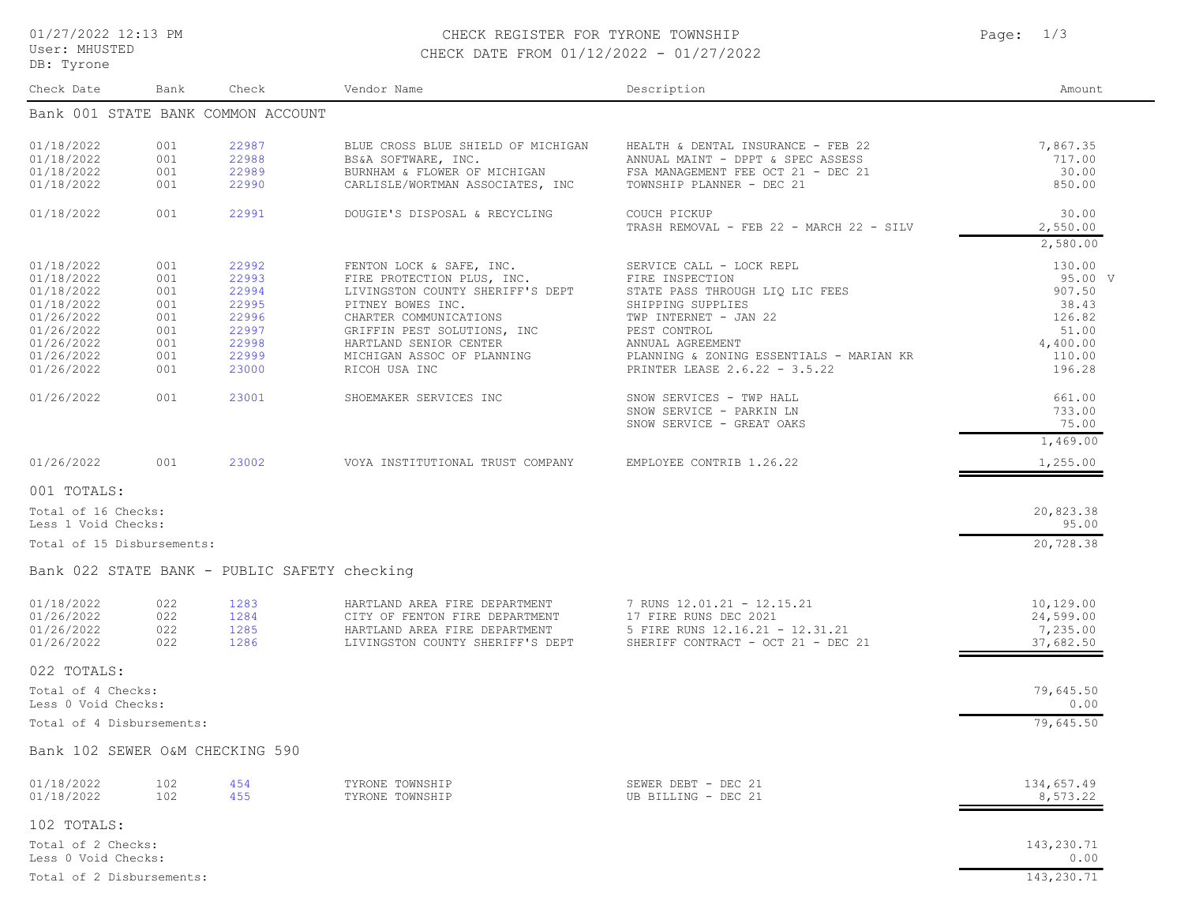# CHECK REGISTER FOR TYRONE TOWNSHIP

CHECK DATE FROM 01/12/2022 - 01/27/2022

01/27/2022 12:13 PM
User: MHUSTED
DB: Tyrone

| Check Date | Bank | Check | Vendor Name | Description | Amount |
|---|---|---|---|---|---|
| **Bank 001 STATE BANK COMMON ACCOUNT** | | | | | |
| 01/18/2022 | 001 | 22987 | BLUE CROSS BLUE SHIELD OF MICHIGAN | HEALTH & DENTAL INSURANCE - FEB 22 | 7,867.35 |
| 01/18/2022 | 001 | 22988 | BS&A SOFTWARE, INC. | ANNUAL MAINT - DPPT & SPEC ASSESS | 717.00 |
| 01/18/2022 | 001 | 22989 | BURNHAM & FLOWER OF MICHIGAN | FSA MANAGEMENT FEE OCT 21 - DEC 21 | 30.00 |
| 01/18/2022 | 001 | 22990 | CARLISLE/WORTMAN ASSOCIATES, INC | TOWNSHIP PLANNER - DEC 21 | 850.00 |
| 01/18/2022 | 001 | 22991 | DOUGIE'S DISPOSAL & RECYCLING | COUCH PICKUP | 30.00 |
| | | | | TRASH REMOVAL - FEB 22 - MARCH 22 - SILV | 2,550.00 |
| | | | | | 2,580.00 |
| 01/18/2022 | 001 | 22992 | FENTON LOCK & SAFE, INC. | SERVICE CALL - LOCK REPL | 130.00 |
| 01/18/2022 | 001 | 22993 | FIRE PROTECTION PLUS, INC. | FIRE INSPECTION | 95.00 V |
| 01/18/2022 | 001 | 22994 | LIVINGSTON COUNTY SHERIFF'S DEPT | STATE PASS THROUGH LIQ LIC FEES | 907.50 |
| 01/18/2022 | 001 | 22995 | PITNEY BOWES INC. | SHIPPING SUPPLIES | 38.43 |
| 01/26/2022 | 001 | 22996 | CHARTER COMMUNICATIONS | TWP INTERNET - JAN 22 | 126.82 |
| 01/26/2022 | 001 | 22997 | GRIFFIN PEST SOLUTIONS, INC | PEST CONTROL | 51.00 |
| 01/26/2022 | 001 | 22998 | HARTLAND SENIOR CENTER | ANNUAL AGREEMENT | 4,400.00 |
| 01/26/2022 | 001 | 22999 | MICHIGAN ASSOC OF PLANNING | PLANNING & ZONING ESSENTIALS - MARIAN KR | 110.00 |
| 01/26/2022 | 001 | 23000 | RICOH USA INC | PRINTER LEASE 2.6.22 - 3.5.22 | 196.28 |
| 01/26/2022 | 001 | 23001 | SHOEMAKER SERVICES INC | SNOW SERVICES - TWP HALL | 661.00 |
| | | | | SNOW SERVICE - PARKIN LN | 733.00 |
| | | | | SNOW SERVICE - GREAT OAKS | 75.00 |
| | | | | | 1,469.00 |
| 01/26/2022 | 001 | 23002 | VOYA INSTITUTIONAL TRUST COMPANY | EMPLOYEE CONTRIB 1.26.22 | 1,255.00 |
| **001 TOTALS:** | | | | | |
| Total of 16 Checks: | | | | | 20,823.38 |
| Less 1 Void Checks: | | | | | 95.00 |
| Total of 15 Disbursements: | | | | | 20,728.38 |
| **Bank 022 STATE BANK - PUBLIC SAFETY checking** | | | | | |
| 01/18/2022 | 022 | 1283 | HARTLAND AREA FIRE DEPARTMENT | 7 RUNS 12.01.21 - 12.15.21 | 10,129.00 |
| 01/26/2022 | 022 | 1284 | CITY OF FENTON FIRE DEPARTMENT | 17 FIRE RUNS DEC 2021 | 24,599.00 |
| 01/26/2022 | 022 | 1285 | HARTLAND AREA FIRE DEPARTMENT | 5 FIRE RUNS 12.16.21 - 12.31.21 | 7,235.00 |
| 01/26/2022 | 022 | 1286 | LIVINGSTON COUNTY SHERIFF'S DEPT | SHERIFF CONTRACT - OCT 21 - DEC 21 | 37,682.50 |
| **022 TOTALS:** | | | | | |
| Total of 4 Checks: | | | | | 79,645.50 |
| Less 0 Void Checks: | | | | | 0.00 |
| Total of 4 Disbursements: | | | | | 79,645.50 |
| **Bank 102 SEWER O&M CHECKING 590** | | | | | |
| 01/18/2022 | 102 | 454 | TYRONE TOWNSHIP | SEWER DEBT - DEC 21 | 134,657.49 |
| 01/18/2022 | 102 | 455 | TYRONE TOWNSHIP | UB BILLING - DEC 21 | 8,573.22 |
| **102 TOTALS:** | | | | | |
| Total of 2 Checks: | | | | | 143,230.71 |
| Less 0 Void Checks: | | | | | 0.00 |
| Total of 2 Disbursements: | | | | | 143,230.71 |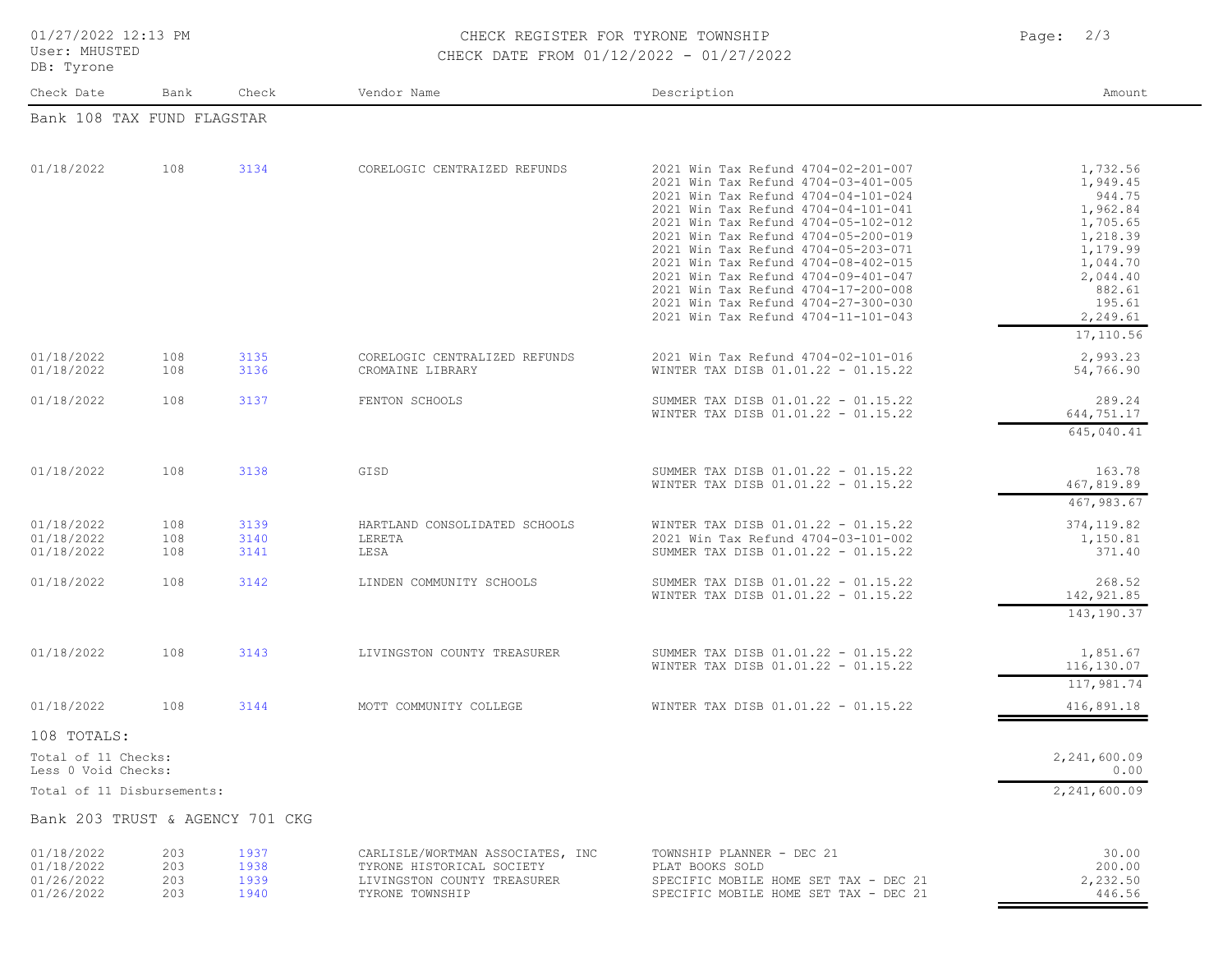# CHECK REGISTER FOR TYRONE TOWNSHIP

CHECK DATE FROM 01/12/2022 - 01/27/2022

01/27/2022 12:13 PM
User: MHUSTED
DB: Tyrone

| Check Date | Bank | Check | Vendor Name | Description | Amount |
|---|---|---|---|---|---|
| **Bank 108 TAX FUND FLAGSTAR** | | | | | |
| 01/18/2022 | 108 | 3134 | CORELOGIC CENTRAIZED REFUNDS | 2021 Win Tax Refund 4704-02-201-007 | 1,732.56 |
| | | | | 2021 Win Tax Refund 4704-03-401-005 | 1,949.45 |
| | | | | 2021 Win Tax Refund 4704-04-101-024 | 944.75 |
| | | | | 2021 Win Tax Refund 4704-04-101-041 | 1,962.84 |
| | | | | 2021 Win Tax Refund 4704-05-102-012 | 1,705.65 |
| | | | | 2021 Win Tax Refund 4704-05-200-019 | 1,218.39 |
| | | | | 2021 Win Tax Refund 4704-05-203-071 | 1,179.99 |
| | | | | 2021 Win Tax Refund 4704-08-402-015 | 1,044.70 |
| | | | | 2021 Win Tax Refund 4704-09-401-047 | 2,044.40 |
| | | | | 2021 Win Tax Refund 4704-17-200-008 | 882.61 |
| | | | | 2021 Win Tax Refund 4704-27-300-030 | 195.61 |
| | | | | 2021 Win Tax Refund 4704-11-101-043 | 2,249.61 |
| | | | | | 17,110.56 |
| 01/18/2022 | 108 | 3135 | CORELOGIC CENTRALIZED REFUNDS | 2021 Win Tax Refund 4704-02-101-016 | 2,993.23 |
| 01/18/2022 | 108 | 3136 | CROMAINE LIBRARY | WINTER TAX DISB 01.01.22 - 01.15.22 | 54,766.90 |
| 01/18/2022 | 108 | 3137 | FENTON SCHOOLS | SUMMER TAX DISB 01.01.22 - 01.15.22 | 289.24 |
| | | | | WINTER TAX DISB 01.01.22 - 01.15.22 | 644,751.17 |
| | | | | | 645,040.41 |
| 01/18/2022 | 108 | 3138 | GISD | SUMMER TAX DISB 01.01.22 - 01.15.22 | 163.78 |
| | | | | WINTER TAX DISB 01.01.22 - 01.15.22 | 467,819.89 |
| | | | | | 467,983.67 |
| 01/18/2022 | 108 | 3139 | HARTLAND CONSOLIDATED SCHOOLS | WINTER TAX DISB 01.01.22 - 01.15.22 | 374,119.82 |
| 01/18/2022 | 108 | 3140 | LERETA | 2021 Win Tax Refund 4704-03-101-002 | 1,150.81 |
| 01/18/2022 | 108 | 3141 | LESA | SUMMER TAX DISB 01.01.22 - 01.15.22 | 371.40 |
| 01/18/2022 | 108 | 3142 | LINDEN COMMUNITY SCHOOLS | SUMMER TAX DISB 01.01.22 - 01.15.22 | 268.52 |
| | | | | WINTER TAX DISB 01.01.22 - 01.15.22 | 142,921.85 |
| | | | | | 143,190.37 |
| 01/18/2022 | 108 | 3143 | LIVINGSTON COUNTY TREASURER | SUMMER TAX DISB 01.01.22 - 01.15.22 | 1,851.67 |
| | | | | WINTER TAX DISB 01.01.22 - 01.15.22 | 116,130.07 |
| | | | | | 117,981.74 |
| 01/18/2022 | 108 | 3144 | MOTT COMMUNITY COLLEGE | WINTER TAX DISB 01.01.22 - 01.15.22 | 416,891.18 |
| **108 TOTALS:** | | | | | |
| Total of 11 Checks: | | | | | 2,241,600.09 |
| Less 0 Void Checks: | | | | | 0.00 |
| Total of 11 Disbursements: | | | | | 2,241,600.09 |
| **Bank 203 TRUST & AGENCY 701 CKG** | | | | | |
| 01/18/2022 | 203 | 1937 | CARLISLE/WORTMAN ASSOCIATES, INC | TOWNSHIP PLANNER - DEC 21 | 30.00 |
| 01/18/2022 | 203 | 1938 | TYRONE HISTORICAL SOCIETY | PLAT BOOKS SOLD | 200.00 |
| 01/26/2022 | 203 | 1939 | LIVINGSTON COUNTY TREASURER | SPECIFIC MOBILE HOME SET TAX - DEC 21 | 2,232.50 |
| 01/26/2022 | 203 | 1940 | TYRONE TOWNSHIP | SPECIFIC MOBILE HOME SET TAX - DEC 21 | 446.56 |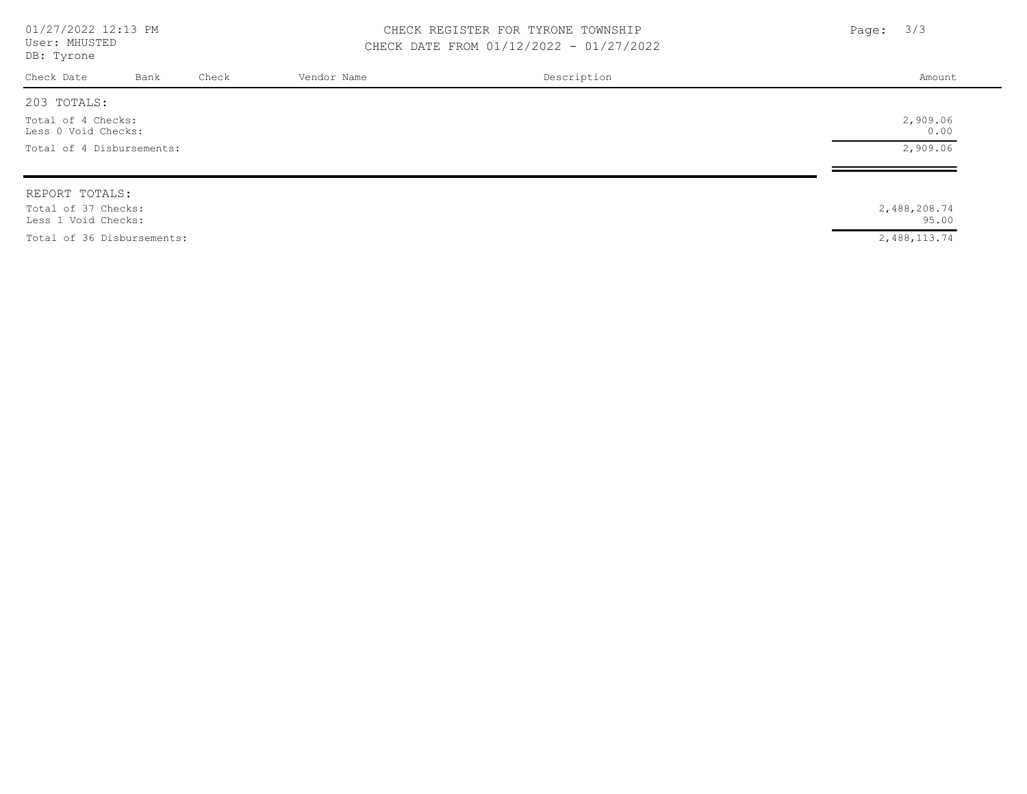CHECK REGISTER FOR TYRONE TOWNSHIP
CHECK DATE FROM 01/12/2022 - 01/27/2022

| Check Date | Bank | Check | Vendor Name | Description | Amount |
|---|---|---|---|---|---|

203 TOTALS:

| | |
|---|---|
| Total of 4 Checks: | 2,909.06 |
| Less 0 Void Checks: | 0.00 |
| Total of 4 Disbursements: | 2,909.06 |

REPORT TOTALS:

| | |
|---|---|
| Total of 37 Checks: | 2,488,208.74 |
| Less 1 Void Checks: | 95.00 |
| Total of 36 Disbursements: | 2,488,113.74 |